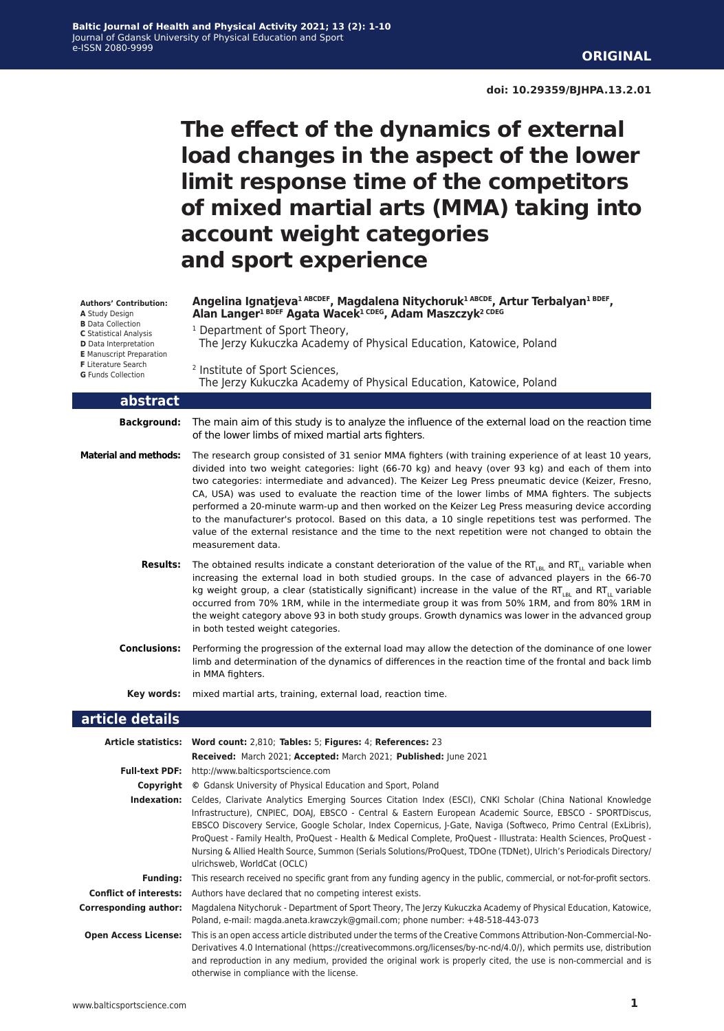ORIGINAL

doi: 10.29359/BJHPA.13.2.01

# The effect of the dynamics of external load changes in the aspect of the lower limit response time of the competitors of mixed martial arts (MMA) taking into account weight categories and sport experience

**Authors' Contribution:**
**A** Study Design
**B** Data Collection
**C** Statistical Analysis
**D** Data Interpretation
**E** Manuscript Preparation
**F** Literature Search
**G** Funds Collection

**Angelina Ignatjeva[1 ABCDEF], Magdalena Nitychoruk[1 ABCDE], Artur Terbalyan[1 BDEF], Alan Langer[1 BDEF] Agata Wacek[1 CDEG], Adam Maszczyk[2 CDEG]**

[1] Department of Sport Theory, The Jerzy Kukuczka Academy of Physical Education, Katowice, Poland

[2] Institute of Sport Sciences, The Jerzy Kukuczka Academy of Physical Education, Katowice, Poland

## abstract

**Background:** The main aim of this study is to analyze the influence of the external load on the reaction time of the lower limbs of mixed martial arts fighters.

**Material and methods:** The research group consisted of 31 senior MMA fighters (with training experience of at least 10 years, divided into two weight categories: light (66-70 kg) and heavy (over 93 kg) and each of them into two categories: intermediate and advanced). The Keizer Leg Press pneumatic device (Keizer, Fresno, CA, USA) was used to evaluate the reaction time of the lower limbs of MMA fighters. The subjects performed a 20-minute warm-up and then worked on the Keizer Leg Press measuring device according to the manufacturer's protocol. Based on this data, a 10 single repetitions test was performed. The value of the external resistance and the time to the next repetition were not changed to obtain the measurement data.

**Results:** The obtained results indicate a constant deterioration of the value of the $RT_{LBL}$ and $RT_{LL}$ variable when increasing the external load in both studied groups. In the case of advanced players in the 66-70 kg weight group, a clear (statistically significant) increase in the value of the $RT_{LBL}$ and $RT_{LL}$ variable occurred from 70% 1RM, while in the intermediate group it was from 50% 1RM, and from 80% 1RM in the weight category above 93 in both study groups. Growth dynamics was lower in the advanced group in both tested weight categories.

**Conclusions:** Performing the progression of the external load may allow the detection of the dominance of one lower limb and determination of the dynamics of differences in the reaction time of the frontal and back limb in MMA fighters.

**Key words:** mixed martial arts, training, external load, reaction time.

## article details

**Article statistics:** **Word count:** 2,810; **Tables:** 5; **Figures:** 4; **References:** 23
**Received:** March 2021; **Accepted:** March 2021; **Published:** June 2021

**Full-text PDF:** http://www.balticsportscience.com

**Copyright** © Gdansk University of Physical Education and Sport, Poland

**Indexation:** Celdes, Clarivate Analytics Emerging Sources Citation Index (ESCI), CNKI Scholar (China National Knowledge Infrastructure), CNPIEC, DOAJ, EBSCO - Central & Eastern European Academic Source, EBSCO - SPORTDiscus, EBSCO Discovery Service, Google Scholar, Index Copernicus, J-Gate, Naviga (Softweco, Primo Central (ExLibris), ProQuest - Family Health, ProQuest - Health & Medical Complete, ProQuest - Illustrata: Health Sciences, ProQuest - Nursing & Allied Health Source, Summon (Serials Solutions/ProQuest, TDOne (TDNet), Ulrich's Periodicals Directory/ulrichsweb, WorldCat (OCLC)

**Funding:** This research received no specific grant from any funding agency in the public, commercial, or not-for-profit sectors.

**Conflict of interests:** Authors have declared that no competing interest exists.

**Corresponding author:** Magdalena Nitychoruk - Department of Sport Theory, The Jerzy Kukuczka Academy of Physical Education, Katowice, Poland, e-mail: magda.aneta.krawczyk@gmail.com; phone number: +48-518-443-073

**Open Access License:** This is an open access article distributed under the terms of the Creative Commons Attribution-Non-Commercial-No-Derivatives 4.0 International (https://creativecommons.org/licenses/by-nc-nd/4.0/), which permits use, distribution and reproduction in any medium, provided the original work is properly cited, the use is non-commercial and is otherwise in compliance with the license.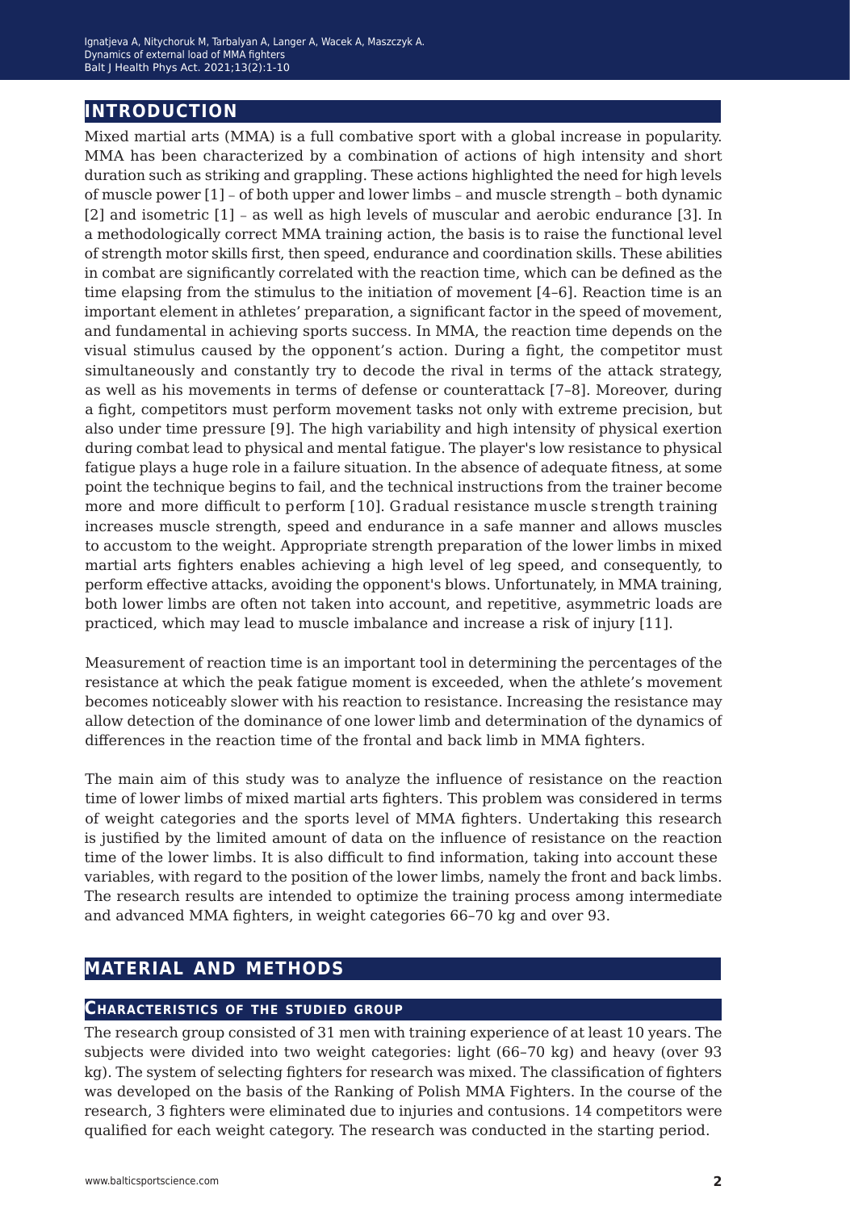## INTRODUCTION

Mixed martial arts (MMA) is a full combative sport with a global increase in popularity. MMA has been characterized by a combination of actions of high intensity and short duration such as striking and grappling. These actions highlighted the need for high levels of muscle power [1] – of both upper and lower limbs – and muscle strength – both dynamic [2] and isometric [1] – as well as high levels of muscular and aerobic endurance [3]. In a methodologically correct MMA training action, the basis is to raise the functional level of strength motor skills first, then speed, endurance and coordination skills. These abilities in combat are significantly correlated with the reaction time, which can be defined as the time elapsing from the stimulus to the initiation of movement [4–6]. Reaction time is an important element in athletes' preparation, a significant factor in the speed of movement, and fundamental in achieving sports success. In MMA, the reaction time depends on the visual stimulus caused by the opponent's action. During a fight, the competitor must simultaneously and constantly try to decode the rival in terms of the attack strategy, as well as his movements in terms of defense or counterattack [7–8]. Moreover, during a fight, competitors must perform movement tasks not only with extreme precision, but also under time pressure [9]. The high variability and high intensity of physical exertion during combat lead to physical and mental fatigue. The player's low resistance to physical fatigue plays a huge role in a failure situation. In the absence of adequate fitness, at some point the technique begins to fail, and the technical instructions from the trainer become more and more difficult to perform [10]. Gradual resistance muscle strength training increases muscle strength, speed and endurance in a safe manner and allows muscles to accustom to the weight. Appropriate strength preparation of the lower limbs in mixed martial arts fighters enables achieving a high level of leg speed, and consequently, to perform effective attacks, avoiding the opponent's blows. Unfortunately, in MMA training, both lower limbs are often not taken into account, and repetitive, asymmetric loads are practiced, which may lead to muscle imbalance and increase a risk of injury [11].

Measurement of reaction time is an important tool in determining the percentages of the resistance at which the peak fatigue moment is exceeded, when the athlete's movement becomes noticeably slower with his reaction to resistance. Increasing the resistance may allow detection of the dominance of one lower limb and determination of the dynamics of differences in the reaction time of the frontal and back limb in MMA fighters.

The main aim of this study was to analyze the influence of resistance on the reaction time of lower limbs of mixed martial arts fighters. This problem was considered in terms of weight categories and the sports level of MMA fighters. Undertaking this research is justified by the limited amount of data on the influence of resistance on the reaction time of the lower limbs. It is also difficult to find information, taking into account these variables, with regard to the position of the lower limbs, namely the front and back limbs. The research results are intended to optimize the training process among intermediate and advanced MMA fighters, in weight categories 66–70 kg and over 93.

## MATERIAL AND METHODS

### Characteristics of the studied group

The research group consisted of 31 men with training experience of at least 10 years. The subjects were divided into two weight categories: light (66–70 kg) and heavy (over 93 kg). The system of selecting fighters for research was mixed. The classification of fighters was developed on the basis of the Ranking of Polish MMA Fighters. In the course of the research, 3 fighters were eliminated due to injuries and contusions. 14 competitors were qualified for each weight category. The research was conducted in the starting period.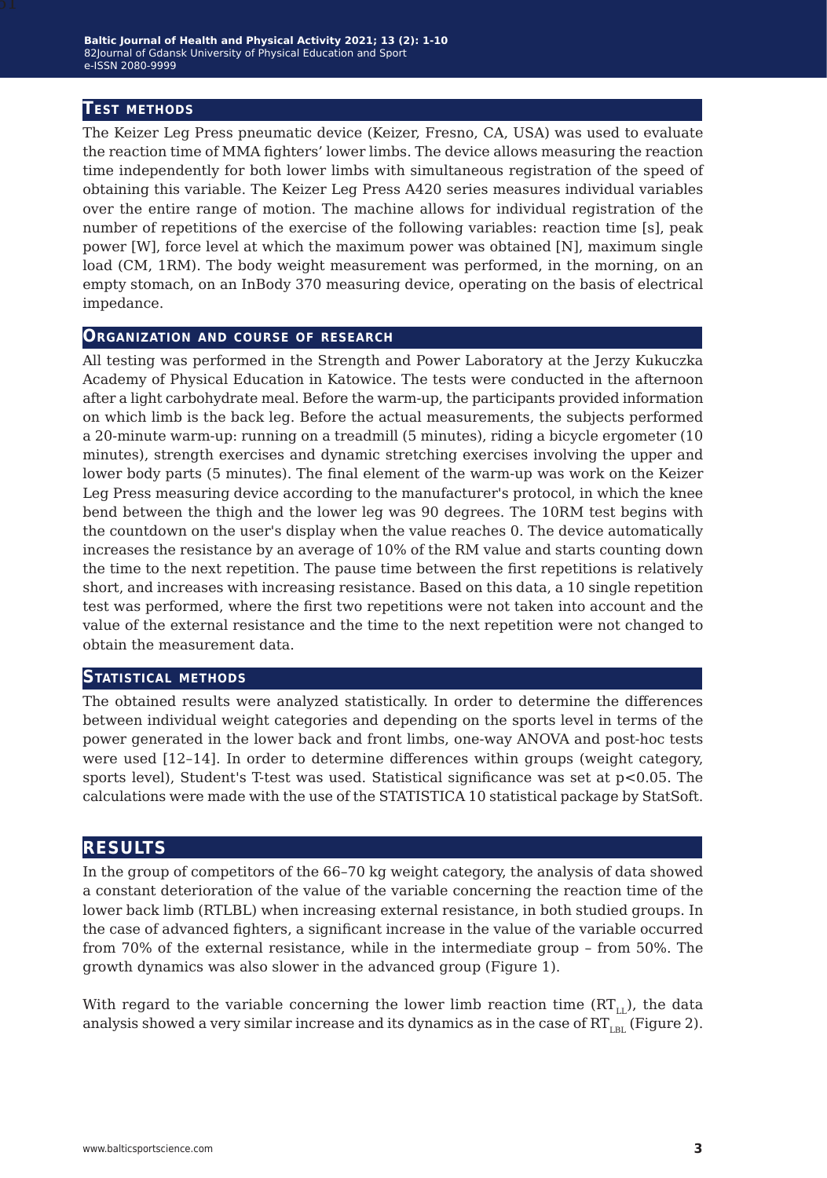## Test methods

The Keizer Leg Press pneumatic device (Keizer, Fresno, CA, USA) was used to evaluate the reaction time of MMA fighters' lower limbs. The device allows measuring the reaction time independently for both lower limbs with simultaneous registration of the speed of obtaining this variable. The Keizer Leg Press A420 series measures individual variables over the entire range of motion. The machine allows for individual registration of the number of repetitions of the exercise of the following variables: reaction time [s], peak power [W], force level at which the maximum power was obtained [N], maximum single load (CM, 1RM). The body weight measurement was performed, in the morning, on an empty stomach, on an InBody 370 measuring device, operating on the basis of electrical impedance.

## Organization and course of research

All testing was performed in the Strength and Power Laboratory at the Jerzy Kukuczka Academy of Physical Education in Katowice. The tests were conducted in the afternoon after a light carbohydrate meal. Before the warm-up, the participants provided information on which limb is the back leg. Before the actual measurements, the subjects performed a 20-minute warm-up: running on a treadmill (5 minutes), riding a bicycle ergometer (10 minutes), strength exercises and dynamic stretching exercises involving the upper and lower body parts (5 minutes). The final element of the warm-up was work on the Keizer Leg Press measuring device according to the manufacturer's protocol, in which the knee bend between the thigh and the lower leg was 90 degrees. The 10RM test begins with the countdown on the user's display when the value reaches 0. The device automatically increases the resistance by an average of 10% of the RM value and starts counting down the time to the next repetition. The pause time between the first repetitions is relatively short, and increases with increasing resistance. Based on this data, a 10 single repetition test was performed, where the first two repetitions were not taken into account and the value of the external resistance and the time to the next repetition were not changed to obtain the measurement data.

## Statistical methods

The obtained results were analyzed statistically. In order to determine the differences between individual weight categories and depending on the sports level in terms of the power generated in the lower back and front limbs, one-way ANOVA and post-hoc tests were used [12–14]. In order to determine differences within groups (weight category, sports level), Student's T-test was used. Statistical significance was set at $p<0.05$. The calculations were made with the use of the STATISTICA 10 statistical package by StatSoft.

# Results

In the group of competitors of the 66–70 kg weight category, the analysis of data showed a constant deterioration of the value of the variable concerning the reaction time of the lower back limb (RTLBL) when increasing external resistance, in both studied groups. In the case of advanced fighters, a significant increase in the value of the variable occurred from 70% of the external resistance, while in the intermediate group – from 50%. The growth dynamics was also slower in the advanced group (Figure 1).

With regard to the variable concerning the lower limb reaction time ($RT_{LL}$), the data analysis showed a very similar increase and its dynamics as in the case of $RT_{LBL}$ (Figure 2).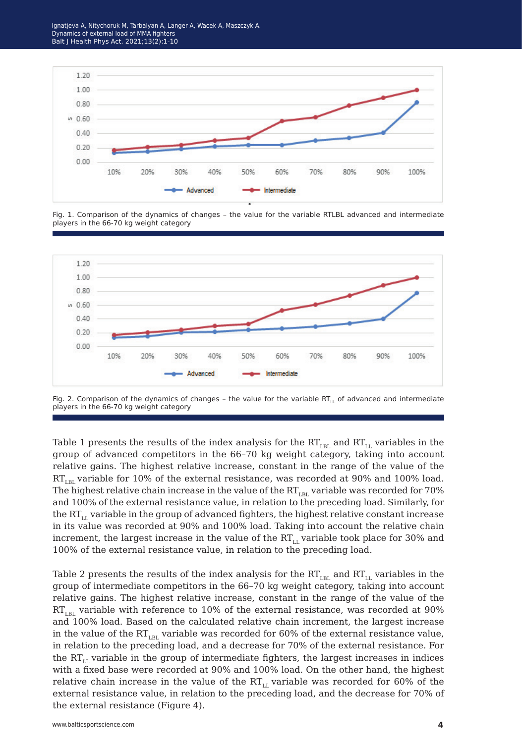Fig. 1. Comparison of the dynamics of changes – the value for the variable RTLBL advanced and intermediate players in the 66-70 kg weight category

Fig. 2. Comparison of the dynamics of changes – the value for the variable $RT_{LL}$ of advanced and intermediate players in the 66-70 kg weight category

Table 1 presents the results of the index analysis for the $RT_{LBL}$ and $RT_{LL}$ variables in the group of advanced competitors in the 66–70 kg weight category, taking into account relative gains. The highest relative increase, constant in the range of the value of the $RT_{LBL}$ variable for 10% of the external resistance, was recorded at 90% and 100% load. The highest relative chain increase in the value of the $RT_{LBL}$ variable was recorded for 70% and 100% of the external resistance value, in relation to the preceding load. Similarly, for the $RT_{LL}$ variable in the group of advanced fighters, the highest relative constant increase in its value was recorded at 90% and 100% load. Taking into account the relative chain increment, the largest increase in the value of the $RT_{LL}$ variable took place for 30% and 100% of the external resistance value, in relation to the preceding load.

Table 2 presents the results of the index analysis for the $RT_{LBL}$ and $RT_{LL}$ variables in the group of intermediate competitors in the 66–70 kg weight category, taking into account relative gains. The highest relative increase, constant in the range of the value of the $RT_{LBL}$ variable with reference to 10% of the external resistance, was recorded at 90% and 100% load. Based on the calculated relative chain increment, the largest increase in the value of the $RT_{LBL}$ variable was recorded for 60% of the external resistance value, in relation to the preceding load, and a decrease for 70% of the external resistance. For the $RT_{LL}$ variable in the group of intermediate fighters, the largest increases in indices with a fixed base were recorded at 90% and 100% load. On the other hand, the highest relative chain increase in the value of the $RT_{LL}$ variable was recorded for 60% of the external resistance value, in relation to the preceding load, and the decrease for 70% of the external resistance (Figure 4).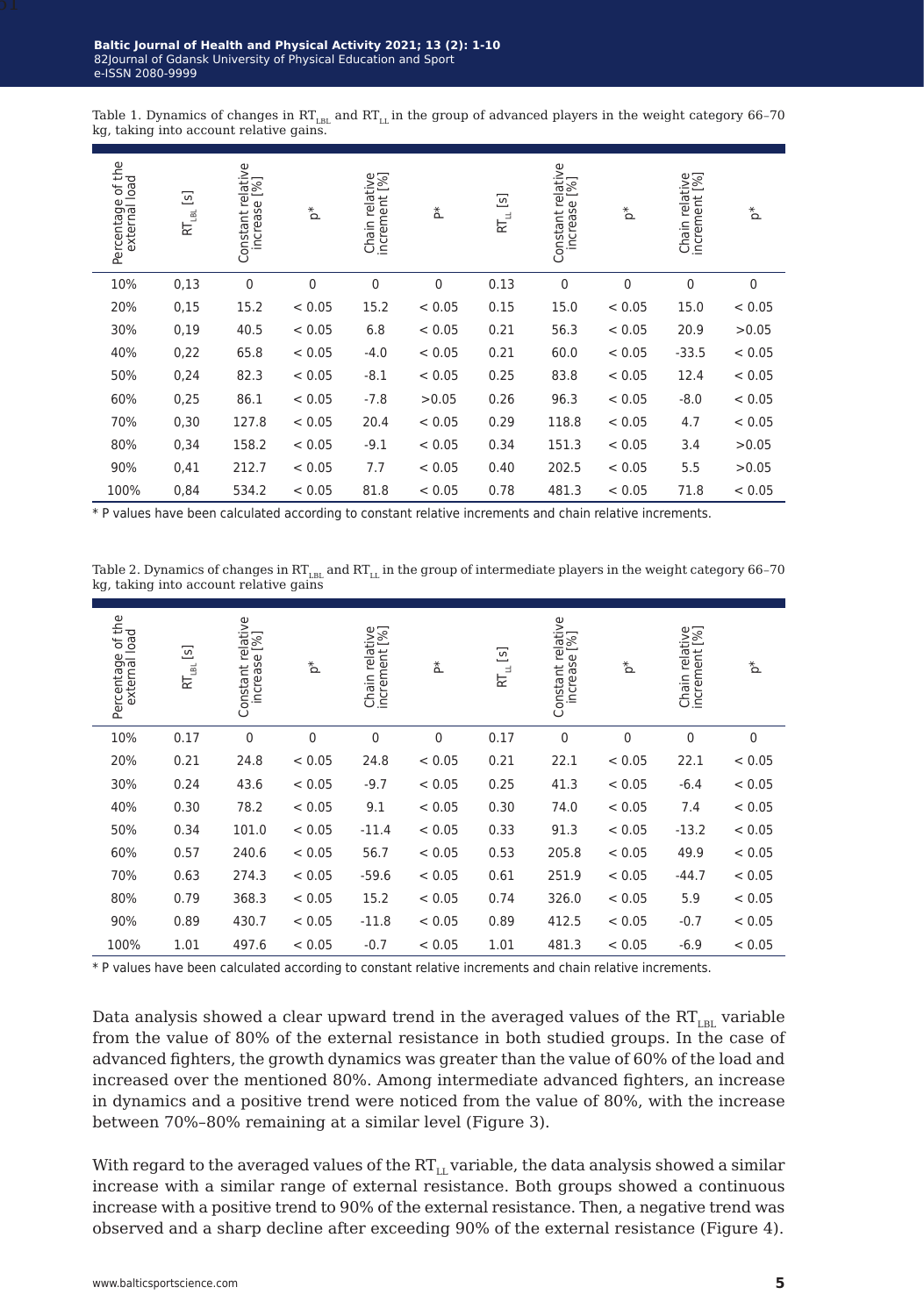Table 1. Dynamics of changes in $RT_{LBL}$ and $RT_{LL}$ in the group of advanced players in the weight category 66–70 kg, taking into account relative gains.

| Percentage of the external load | $RT_{LBL}$ [s] | Constant relative increase [%] | p* | Chain relative increment [%] | p* | $RT_{LL}$ [s] | Constant relative increase [%] | p* | Chain relative increment [%] | p* |
|---|---|---|---|---|---|---|---|---|---|---|
| 10% | 0,13 | 0 | 0 | 0 | 0 | 0.13 | 0 | 0 | 0 | 0 |
| 20% | 0,15 | 15.2 | < 0.05 | 15.2 | < 0.05 | 0.15 | 15.0 | < 0.05 | 15.0 | < 0.05 |
| 30% | 0,19 | 40.5 | < 0.05 | 6.8 | < 0.05 | 0.21 | 56.3 | < 0.05 | 20.9 | >0.05 |
| 40% | 0,22 | 65.8 | < 0.05 | -4.0 | < 0.05 | 0.21 | 60.0 | < 0.05 | -33.5 | < 0.05 |
| 50% | 0,24 | 82.3 | < 0.05 | -8.1 | < 0.05 | 0.25 | 83.8 | < 0.05 | 12.4 | < 0.05 |
| 60% | 0,25 | 86.1 | < 0.05 | -7.8 | >0.05 | 0.26 | 96.3 | < 0.05 | -8.0 | < 0.05 |
| 70% | 0,30 | 127.8 | < 0.05 | 20.4 | < 0.05 | 0.29 | 118.8 | < 0.05 | 4.7 | < 0.05 |
| 80% | 0,34 | 158.2 | < 0.05 | -9.1 | < 0.05 | 0.34 | 151.3 | < 0.05 | 3.4 | >0.05 |
| 90% | 0,41 | 212.7 | < 0.05 | 7.7 | < 0.05 | 0.40 | 202.5 | < 0.05 | 5.5 | >0.05 |
| 100% | 0,84 | 534.2 | < 0.05 | 81.8 | < 0.05 | 0.78 | 481.3 | < 0.05 | 71.8 | < 0.05 |

* P values have been calculated according to constant relative increments and chain relative increments.

Table 2. Dynamics of changes in $RT_{LBL}$ and $RT_{LL}$ in the group of intermediate players in the weight category 66–70 kg, taking into account relative gains

| Percentage of the external load | $RT_{LBL}$ [s] | Constant relative increase [%] | p* | Chain relative increment [%] | p* | $RT_{LL}$ [s] | Constant relative increase [%] | p* | Chain relative increment [%] | p* |
|---|---|---|---|---|---|---|---|---|---|---|
| 10% | 0.17 | 0 | 0 | 0 | 0 | 0.17 | 0 | 0 | 0 | 0 |
| 20% | 0.21 | 24.8 | < 0.05 | 24.8 | < 0.05 | 0.21 | 22.1 | < 0.05 | 22.1 | < 0.05 |
| 30% | 0.24 | 43.6 | < 0.05 | -9.7 | < 0.05 | 0.25 | 41.3 | < 0.05 | -6.4 | < 0.05 |
| 40% | 0.30 | 78.2 | < 0.05 | 9.1 | < 0.05 | 0.30 | 74.0 | < 0.05 | 7.4 | < 0.05 |
| 50% | 0.34 | 101.0 | < 0.05 | -11.4 | < 0.05 | 0.33 | 91.3 | < 0.05 | -13.2 | < 0.05 |
| 60% | 0.57 | 240.6 | < 0.05 | 56.7 | < 0.05 | 0.53 | 205.8 | < 0.05 | 49.9 | < 0.05 |
| 70% | 0.63 | 274.3 | < 0.05 | -59.6 | < 0.05 | 0.61 | 251.9 | < 0.05 | -44.7 | < 0.05 |
| 80% | 0.79 | 368.3 | < 0.05 | 15.2 | < 0.05 | 0.74 | 326.0 | < 0.05 | 5.9 | < 0.05 |
| 90% | 0.89 | 430.7 | < 0.05 | -11.8 | < 0.05 | 0.89 | 412.5 | < 0.05 | -0.7 | < 0.05 |
| 100% | 1.01 | 497.6 | < 0.05 | -0.7 | < 0.05 | 1.01 | 481.3 | < 0.05 | -6.9 | < 0.05 |

* P values have been calculated according to constant relative increments and chain relative increments.

Data analysis showed a clear upward trend in the averaged values of the $RT_{LBL}$ variable from the value of 80% of the external resistance in both studied groups. In the case of advanced fighters, the growth dynamics was greater than the value of 60% of the load and increased over the mentioned 80%. Among intermediate advanced fighters, an increase in dynamics and a positive trend were noticed from the value of 80%, with the increase between 70%–80% remaining at a similar level (Figure 3).

With regard to the averaged values of the $RT_{LL}$ variable, the data analysis showed a similar increase with a similar range of external resistance. Both groups showed a continuous increase with a positive trend to 90% of the external resistance. Then, a negative trend was observed and a sharp decline after exceeding 90% of the external resistance (Figure 4).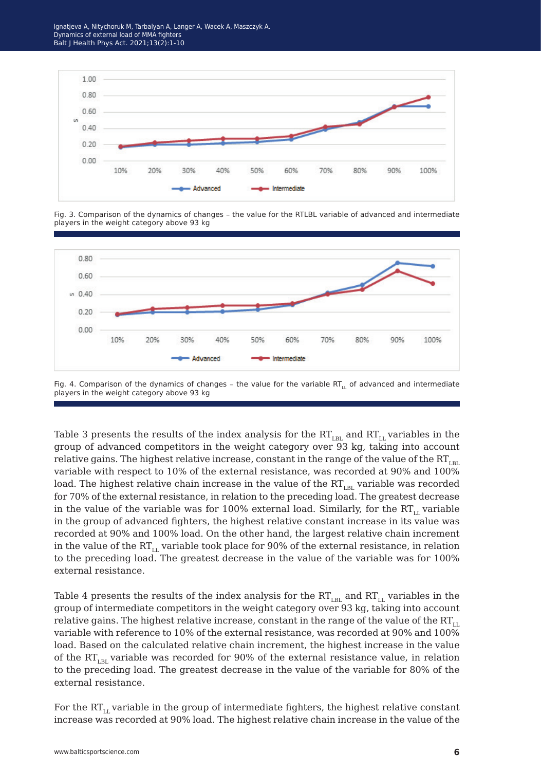Fig. 3. Comparison of the dynamics of changes – the value for the RTLBL variable of advanced and intermediate players in the weight category above 93 kg

Fig. 4. Comparison of the dynamics of changes – the value for the variable $RT_{LL}$ of advanced and intermediate players in the weight category above 93 kg

Table 3 presents the results of the index analysis for the $RT_{LBL}$ and $RT_{LL}$ variables in the group of advanced competitors in the weight category over 93 kg, taking into account relative gains. The highest relative increase, constant in the range of the value of the $RT_{LBL}$ variable with respect to 10% of the external resistance, was recorded at 90% and 100% load. The highest relative chain increase in the value of the $RT_{LBL}$ variable was recorded for 70% of the external resistance, in relation to the preceding load. The greatest decrease in the value of the variable was for 100% external load. Similarly, for the $RT_{LL}$ variable in the group of advanced fighters, the highest relative constant increase in its value was recorded at 90% and 100% load. On the other hand, the largest relative chain increment in the value of the $RT_{LL}$ variable took place for 90% of the external resistance, in relation to the preceding load. The greatest decrease in the value of the variable was for 100% external resistance.

Table 4 presents the results of the index analysis for the $RT_{LBL}$ and $RT_{LL}$ variables in the group of intermediate competitors in the weight category over 93 kg, taking into account relative gains. The highest relative increase, constant in the range of the value of the $RT_{LL}$ variable with reference to 10% of the external resistance, was recorded at 90% and 100% load. Based on the calculated relative chain increment, the highest increase in the value of the $RT_{LBL}$ variable was recorded for 90% of the external resistance value, in relation to the preceding load. The greatest decrease in the value of the variable for 80% of the external resistance.

For the $RT_{LL}$ variable in the group of intermediate fighters, the highest relative constant increase was recorded at 90% load. The highest relative chain increase in the value of the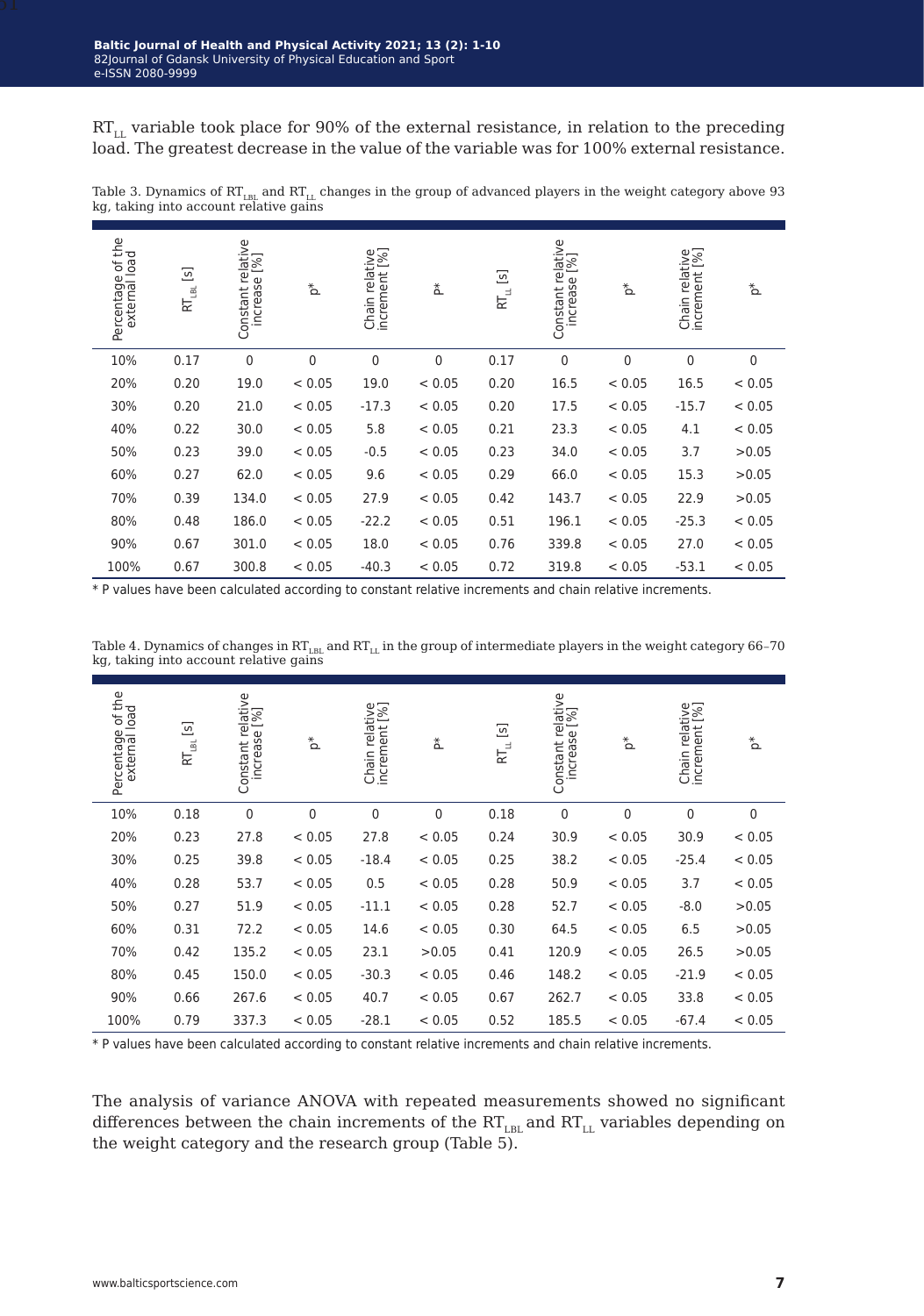$RT_{LL}$ variable took place for 90% of the external resistance, in relation to the preceding load. The greatest decrease in the value of the variable was for 100% external resistance.

Table 3. Dynamics of $RT_{LBL}$ and $RT_{LL}$ changes in the group of advanced players in the weight category above 93 kg, taking into account relative gains

| Percentage of the external load | $RT_{LBL}$ [s] | Constant relative increase [%] | p* | Chain relative increment [%] | p* | $RT_{LL}$ [s] | Constant relative increase [%] | p* | Chain relative increment [%] | p* |
|---|---|---|---|---|---|---|---|---|---|---|
| 10% | 0.17 | 0 | 0 | 0 | 0 | 0.17 | 0 | 0 | 0 | 0 |
| 20% | 0.20 | 19.0 | < 0.05 | 19.0 | < 0.05 | 0.20 | 16.5 | < 0.05 | 16.5 | < 0.05 |
| 30% | 0.20 | 21.0 | < 0.05 | -17.3 | < 0.05 | 0.20 | 17.5 | < 0.05 | -15.7 | < 0.05 |
| 40% | 0.22 | 30.0 | < 0.05 | 5.8 | < 0.05 | 0.21 | 23.3 | < 0.05 | 4.1 | < 0.05 |
| 50% | 0.23 | 39.0 | < 0.05 | -0.5 | < 0.05 | 0.23 | 34.0 | < 0.05 | 3.7 | >0.05 |
| 60% | 0.27 | 62.0 | < 0.05 | 9.6 | < 0.05 | 0.29 | 66.0 | < 0.05 | 15.3 | >0.05 |
| 70% | 0.39 | 134.0 | < 0.05 | 27.9 | < 0.05 | 0.42 | 143.7 | < 0.05 | 22.9 | >0.05 |
| 80% | 0.48 | 186.0 | < 0.05 | -22.2 | < 0.05 | 0.51 | 196.1 | < 0.05 | -25.3 | < 0.05 |
| 90% | 0.67 | 301.0 | < 0.05 | 18.0 | < 0.05 | 0.76 | 339.8 | < 0.05 | 27.0 | < 0.05 |
| 100% | 0.67 | 300.8 | < 0.05 | -40.3 | < 0.05 | 0.72 | 319.8 | < 0.05 | -53.1 | < 0.05 |

* P values have been calculated according to constant relative increments and chain relative increments.

Table 4. Dynamics of changes in $RT_{LBL}$ and $RT_{LL}$ in the group of intermediate players in the weight category 66–70 kg, taking into account relative gains

| Percentage of the external load | $RT_{LBL}$ [s] | Constant relative increase [%] | p* | Chain relative increment [%] | p* | $RT_{LL}$ [s] | Constant relative increase [%] | p* | Chain relative increment [%] | p* |
|---|---|---|---|---|---|---|---|---|---|---|
| 10% | 0.18 | 0 | 0 | 0 | 0 | 0.18 | 0 | 0 | 0 | 0 |
| 20% | 0.23 | 27.8 | < 0.05 | 27.8 | < 0.05 | 0.24 | 30.9 | < 0.05 | 30.9 | < 0.05 |
| 30% | 0.25 | 39.8 | < 0.05 | -18.4 | < 0.05 | 0.25 | 38.2 | < 0.05 | -25.4 | < 0.05 |
| 40% | 0.28 | 53.7 | < 0.05 | 0.5 | < 0.05 | 0.28 | 50.9 | < 0.05 | 3.7 | < 0.05 |
| 50% | 0.27 | 51.9 | < 0.05 | -11.1 | < 0.05 | 0.28 | 52.7 | < 0.05 | -8.0 | >0.05 |
| 60% | 0.31 | 72.2 | < 0.05 | 14.6 | < 0.05 | 0.30 | 64.5 | < 0.05 | 6.5 | >0.05 |
| 70% | 0.42 | 135.2 | < 0.05 | 23.1 | >0.05 | 0.41 | 120.9 | < 0.05 | 26.5 | >0.05 |
| 80% | 0.45 | 150.0 | < 0.05 | -30.3 | < 0.05 | 0.46 | 148.2 | < 0.05 | -21.9 | < 0.05 |
| 90% | 0.66 | 267.6 | < 0.05 | 40.7 | < 0.05 | 0.67 | 262.7 | < 0.05 | 33.8 | < 0.05 |
| 100% | 0.79 | 337.3 | < 0.05 | -28.1 | < 0.05 | 0.52 | 185.5 | < 0.05 | -67.4 | < 0.05 |

* P values have been calculated according to constant relative increments and chain relative increments.

The analysis of variance ANOVA with repeated measurements showed no significant differences between the chain increments of the $RT_{LBL}$ and $RT_{LL}$ variables depending on the weight category and the research group (Table 5).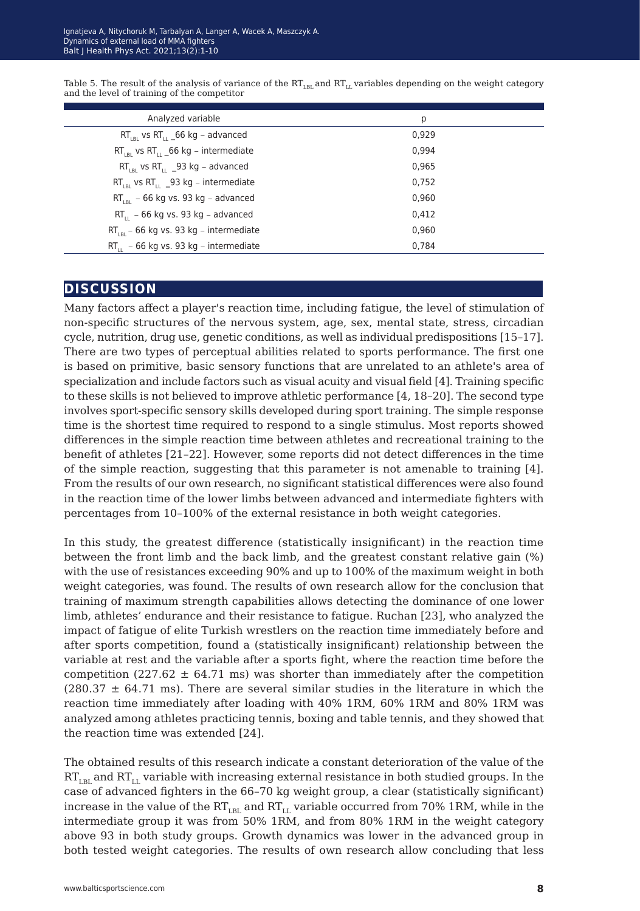Table 5. The result of the analysis of variance of the $RT_{LBL}$ and $RT_{LL}$ variables depending on the weight category and the level of training of the competitor

| Analyzed variable | p |
|---|---|
| $RT_{LBL}$ vs $RT_{LL}$ _66 kg – advanced | 0,929 |
| $RT_{LBL}$ vs $RT_{LL}$ _66 kg – intermediate | 0,994 |
| $RT_{LBL}$ vs $RT_{LL}$ _93 kg – advanced | 0,965 |
| $RT_{LBL}$ vs $RT_{LL}$ _93 kg – intermediate | 0,752 |
| $RT_{LBL}$ – 66 kg vs. 93 kg – advanced | 0,960 |
| $RT_{LL}$ – 66 kg vs. 93 kg – advanced | 0,412 |
| $RT_{LBL}$ – 66 kg vs. 93 kg – intermediate | 0,960 |
| $RT_{LL}$ – 66 kg vs. 93 kg – intermediate | 0,784 |

## DISCUSSION

Many factors affect a player's reaction time, including fatigue, the level of stimulation of non-specific structures of the nervous system, age, sex, mental state, stress, circadian cycle, nutrition, drug use, genetic conditions, as well as individual predispositions [15–17]. There are two types of perceptual abilities related to sports performance. The first one is based on primitive, basic sensory functions that are unrelated to an athlete's area of specialization and include factors such as visual acuity and visual field [4]. Training specific to these skills is not believed to improve athletic performance [4, 18–20]. The second type involves sport-specific sensory skills developed during sport training. The simple response time is the shortest time required to respond to a single stimulus. Most reports showed differences in the simple reaction time between athletes and recreational training to the benefit of athletes [21–22]. However, some reports did not detect differences in the time of the simple reaction, suggesting that this parameter is not amenable to training [4]. From the results of our own research, no significant statistical differences were also found in the reaction time of the lower limbs between advanced and intermediate fighters with percentages from 10–100% of the external resistance in both weight categories.

In this study, the greatest difference (statistically insignificant) in the reaction time between the front limb and the back limb, and the greatest constant relative gain (%) with the use of resistances exceeding 90% and up to 100% of the maximum weight in both weight categories, was found. The results of own research allow for the conclusion that training of maximum strength capabilities allows detecting the dominance of one lower limb, athletes' endurance and their resistance to fatigue. Ruchan [23], who analyzed the impact of fatigue of elite Turkish wrestlers on the reaction time immediately before and after sports competition, found a (statistically insignificant) relationship between the variable at rest and the variable after a sports fight, where the reaction time before the competition (227.62 ± 64.71 ms) was shorter than immediately after the competition (280.37 ± 64.71 ms). There are several similar studies in the literature in which the reaction time immediately after loading with 40% 1RM, 60% 1RM and 80% 1RM was analyzed among athletes practicing tennis, boxing and table tennis, and they showed that the reaction time was extended [24].

The obtained results of this research indicate a constant deterioration of the value of the $RT_{LBL}$ and $RT_{LL}$ variable with increasing external resistance in both studied groups. In the case of advanced fighters in the 66–70 kg weight group, a clear (statistically significant) increase in the value of the $RT_{LBL}$ and $RT_{LL}$ variable occurred from 70% 1RM, while in the intermediate group it was from 50% 1RM, and from 80% 1RM in the weight category above 93 in both study groups. Growth dynamics was lower in the advanced group in both tested weight categories. The results of own research allow concluding that less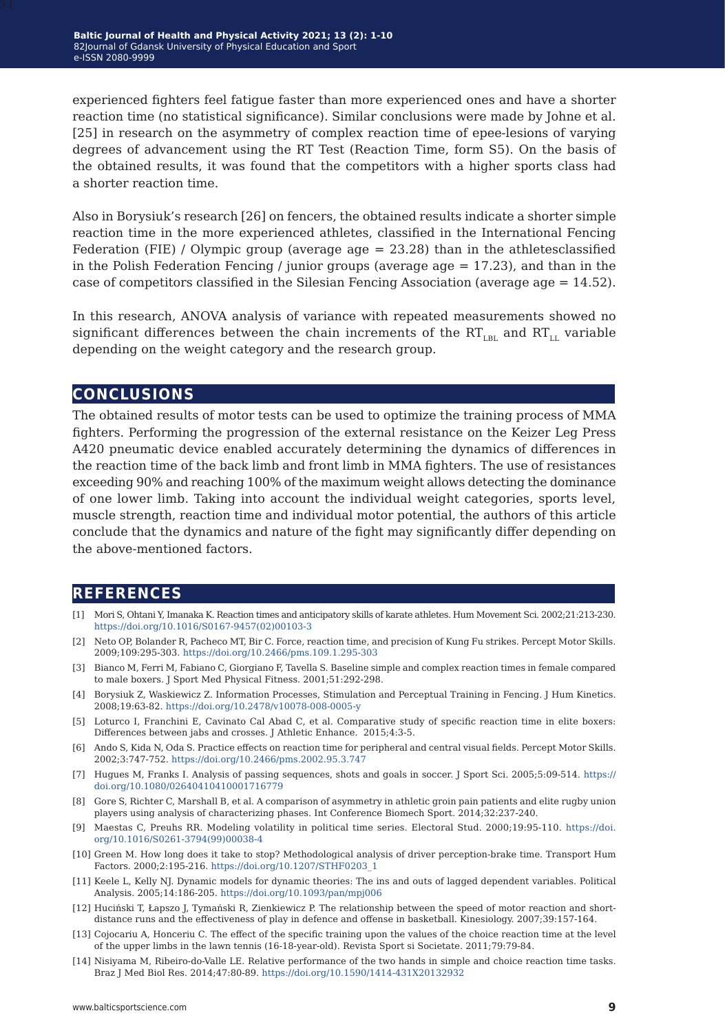experienced fighters feel fatigue faster than more experienced ones and have a shorter reaction time (no statistical significance). Similar conclusions were made by Johne et al. [25] in research on the asymmetry of complex reaction time of epee-lesions of varying degrees of advancement using the RT Test (Reaction Time, form S5). On the basis of the obtained results, it was found that the competitors with a higher sports class had a shorter reaction time.

Also in Borysiuk's research [26] on fencers, the obtained results indicate a shorter simple reaction time in the more experienced athletes, classified in the International Fencing Federation (FIE) / Olympic group (average age = 23.28) than in the athletesclassified in the Polish Federation Fencing / junior groups (average age = 17.23), and than in the case of competitors classified in the Silesian Fencing Association (average age = 14.52).

In this research, ANOVA analysis of variance with repeated measurements showed no significant differences between the chain increments of the $RT_{LBL}$ and $RT_{LL}$ variable depending on the weight category and the research group.

## CONCLUSIONS

The obtained results of motor tests can be used to optimize the training process of MMA fighters. Performing the progression of the external resistance on the Keizer Leg Press A420 pneumatic device enabled accurately determining the dynamics of differences in the reaction time of the back limb and front limb in MMA fighters. The use of resistances exceeding 90% and reaching 100% of the maximum weight allows detecting the dominance of one lower limb. Taking into account the individual weight categories, sports level, muscle strength, reaction time and individual motor potential, the authors of this article conclude that the dynamics and nature of the fight may significantly differ depending on the above-mentioned factors.

## REFERENCES

[1] Mori S, Ohtani Y, Imanaka K. Reaction times and anticipatory skills of karate athletes. Hum Movement Sci. 2002;21:213-230. https://doi.org/10.1016/S0167-9457(02)00103-3

[2] Neto OP, Bolander R, Pacheco MT, Bir C. Force, reaction time, and precision of Kung Fu strikes. Percept Motor Skills. 2009;109:295-303. https://doi.org/10.2466/pms.109.1.295-303

[3] Bianco M, Ferri M, Fabiano C, Giorgiano F, Tavella S. Baseline simple and complex reaction times in female compared to male boxers. J Sport Med Physical Fitness. 2001;51:292-298.

[4] Borysiuk Z, Waskiewicz Z. Information Processes, Stimulation and Perceptual Training in Fencing. J Hum Kinetics. 2008;19:63-82. https://doi.org/10.2478/v10078-008-0005-y

[5] Loturco I, Franchini E, Cavinato Cal Abad C, et al. Comparative study of specific reaction time in elite boxers: Differences between jabs and crosses. J Athletic Enhance. 2015;4:3-5.

[6] Ando S, Kida N, Oda S. Practice effects on reaction time for peripheral and central visual fields. Percept Motor Skills. 2002;3:747-752. https://doi.org/10.2466/pms.2002.95.3.747

[7] Hugues M, Franks I. Analysis of passing sequences, shots and goals in soccer. J Sport Sci. 2005;5:09-514. https://doi.org/10.1080/02640410410001716779

[8] Gore S, Richter C, Marshall B, et al. A comparison of asymmetry in athletic groin pain patients and elite rugby union players using analysis of characterizing phases. Int Conference Biomech Sport. 2014;32:237-240.

[9] Maestas C, Preuhs RR. Modeling volatility in political time series. Electoral Stud. 2000;19:95-110. https://doi.org/10.1016/S0261-3794(99)00038-4

[10] Green M. How long does it take to stop? Methodological analysis of driver perception-brake time. Transport Hum Factors. 2000;2:195-216. https://doi.org/10.1207/STHF0203_1

[11] Keele L, Kelly NJ. Dynamic models for dynamic theories: The ins and outs of lagged dependent variables. Political Analysis. 2005;14:186-205. https://doi.org/10.1093/pan/mpj006

[12] Huciński T, Łapszo J, Tymański R, Zienkiewicz P. The relationship between the speed of motor reaction and short-distance runs and the effectiveness of play in defence and offense in basketball. Kinesiology. 2007;39:157-164.

[13] Cojocariu A, Honceriu C. The effect of the specific training upon the values of the choice reaction time at the level of the upper limbs in the lawn tennis (16-18-year-old). Revista Sport si Societate. 2011;79:79-84.

[14] Nisiyama M, Ribeiro-do-Valle LE. Relative performance of the two hands in simple and choice reaction time tasks. Braz J Med Biol Res. 2014;47:80-89. https://doi.org/10.1590/1414-431X20132932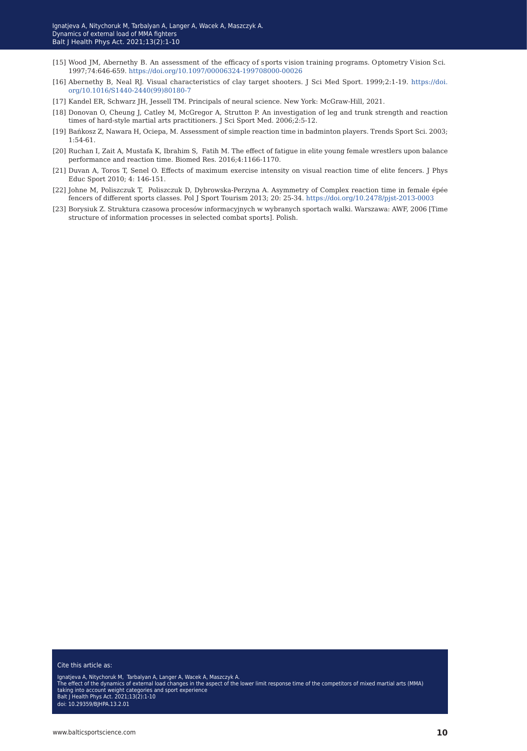[15] Wood JM, Abernethy B. An assessment of the efficacy of sports vision training programs. Optometry Vision Sci. 1997;74:646-659. https://doi.org/10.1097/00006324-199708000-00026

[16] Abernethy B, Neal RJ. Visual characteristics of clay target shooters. J Sci Med Sport. 1999;2:1-19. https://doi.org/10.1016/S1440-2440(99)80180-7

[17] Kandel ER, Schwarz JH, Jessell TM. Principals of neural science. New York: McGraw-Hill, 2021.

[18] Donovan O, Cheung J, Catley M, McGregor A, Strutton P. An investigation of leg and trunk strength and reaction times of hard-style martial arts practitioners. J Sci Sport Med. 2006;2:5-12.

[19] Bańkosz Z, Nawara H, Ociepa, M. Assessment of simple reaction time in badminton players. Trends Sport Sci. 2003; 1:54-61.

[20] Ruchan I, Zait A, Mustafa K, Ibrahim S, Fatih M. The effect of fatigue in elite young female wrestlers upon balance performance and reaction time. Biomed Res. 2016;4:1166-1170.

[21] Duvan A, Toros T, Senel O. Effects of maximum exercise intensity on visual reaction time of elite fencers. J Phys Educ Sport 2010; 4: 146-151.

[22] Johne M, Poliszczuk T, Poliszczuk D, Dybrowska-Perzyna A. Asymmetry of Complex reaction time in female épée fencers of different sports classes. Pol J Sport Tourism 2013; 20: 25-34. https://doi.org/10.2478/pjst-2013-0003

[23] Borysiuk Z. Struktura czasowa procesów informacyjnych w wybranych sportach walki. Warszawa: AWF, 2006 [Time structure of information processes in selected combat sports]. Polish.

Cite this article as:

Ignatjeva A, Nitychoruk M, Tarbalyan A, Langer A, Wacek A, Maszczyk A.
The effect of the dynamics of external load changes in the aspect of the lower limit response time of the competitors of mixed martial arts (MMA) taking into account weight categories and sport experience
Balt J Health Phys Act. 2021;13(2):1-10
doi: 10.29359/BJHPA.13.2.01